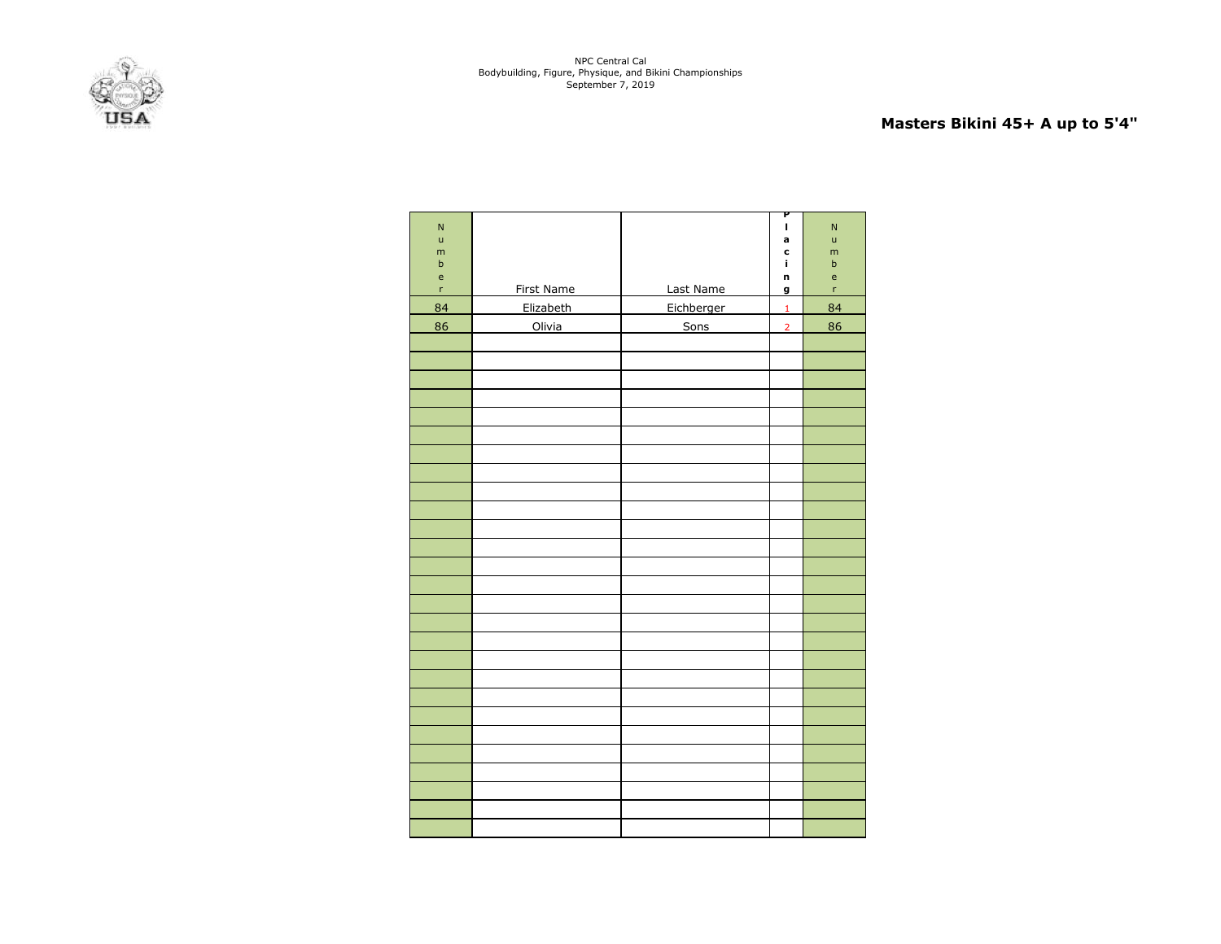NPC Central Cal
Bodybuilding, Figure, Physique, and Bikini Championships
September 7, 2019

## Masters Bikini 45+ A up to 5'4"

| Number | First Name | Last Name | Placing | Number |
|---|---|---|---|---|
| 84 | Elizabeth | Eichberger | 1 | 84 |
| 86 | Olivia | Sons | 2 | 86 |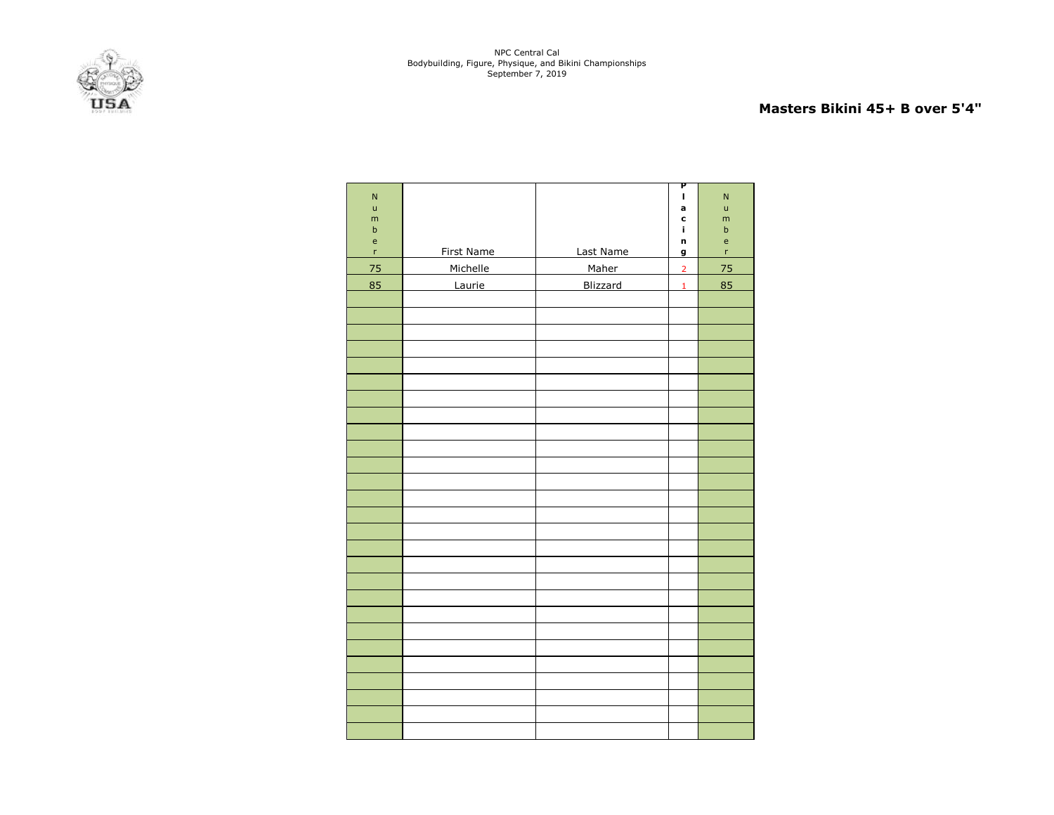NPC Central Cal
Bodybuilding, Figure, Physique, and Bikini Championships
September 7, 2019

## Masters Bikini 45+ B over 5'4"

| Number | First Name | Last Name | Placing | Number |
|---|---|---|---|---|
| 75 | Michelle | Maher | 2 | 75 |
| 85 | Laurie | Blizzard | 1 | 85 |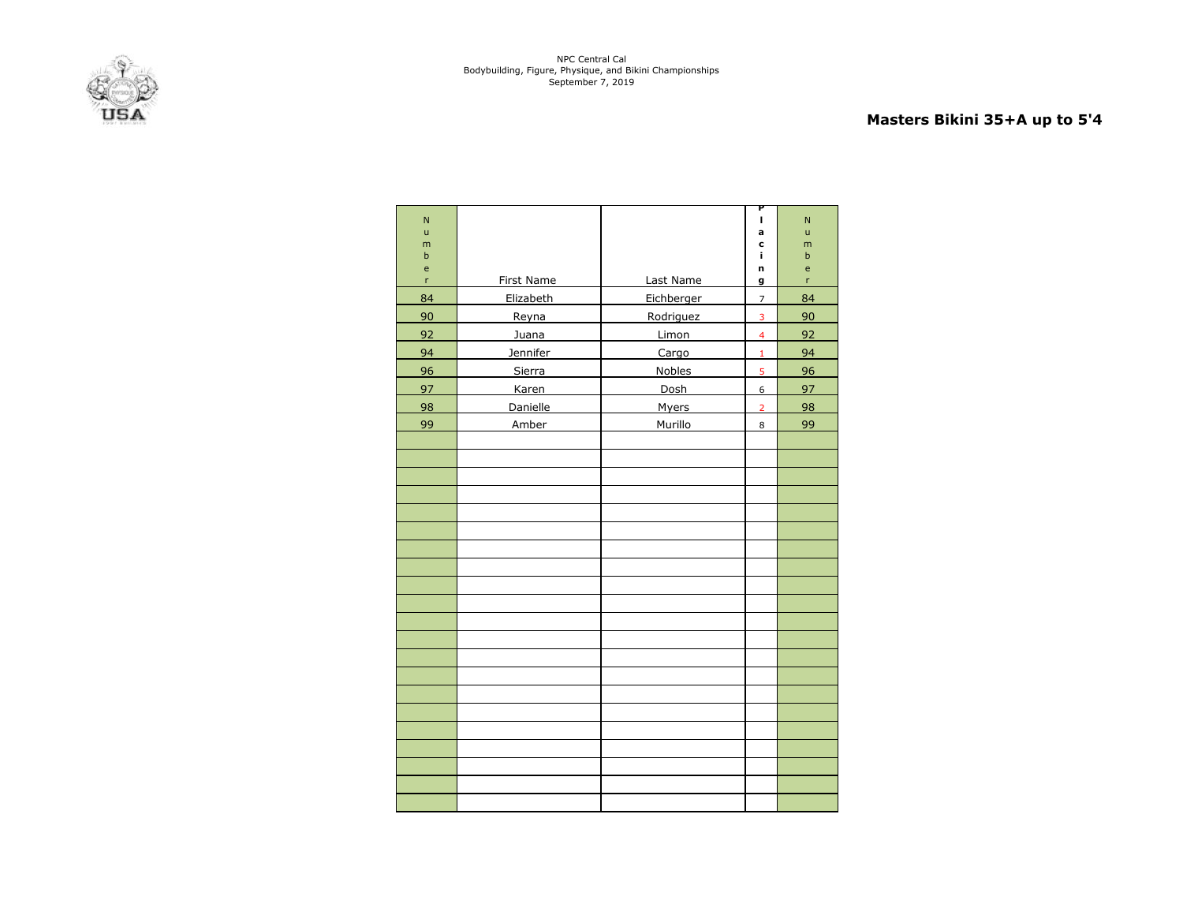NPC Central Cal
Bodybuilding, Figure, Physique, and Bikini Championships
September 7, 2019

## Masters Bikini 35+A up to 5'4

| Number | First Name | Last Name | Placing | Number |
|---|---|---|---|---|
| 84 | Elizabeth | Eichberger | 7 | 84 |
| 90 | Reyna | Rodriguez | 3 | 90 |
| 92 | Juana | Limon | 4 | 92 |
| 94 | Jennifer | Cargo | 1 | 94 |
| 96 | Sierra | Nobles | 5 | 96 |
| 97 | Karen | Dosh | 6 | 97 |
| 98 | Danielle | Myers | 2 | 98 |
| 99 | Amber | Murillo | 8 | 99 |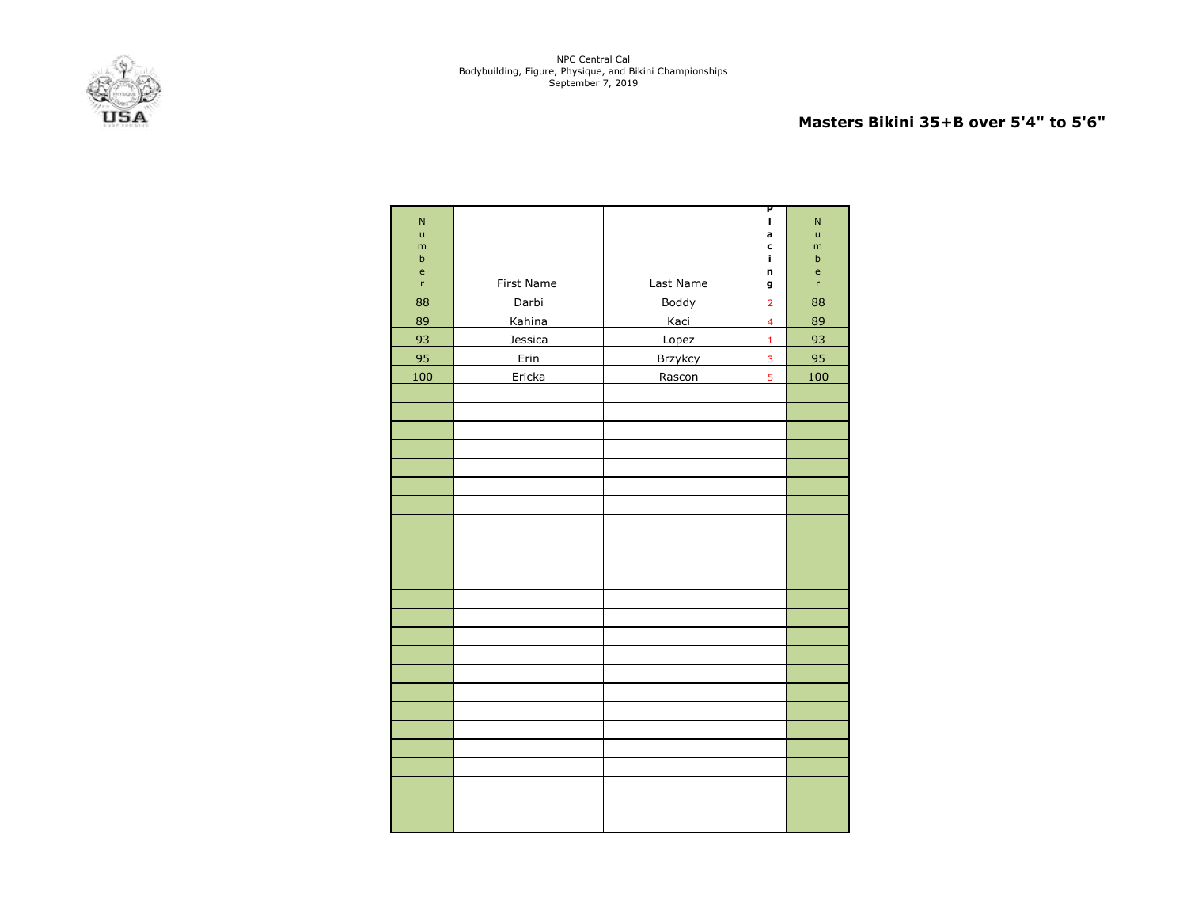NPC Central Cal
Bodybuilding, Figure, Physique, and Bikini Championships
September 7, 2019

## Masters Bikini 35+B over 5'4" to 5'6"

| Number | First Name | Last Name | Placing | Number |
|---|---|---|---|---|
| 88 | Darbi | Boddy | 2 | 88 |
| 89 | Kahina | Kaci | 4 | 89 |
| 93 | Jessica | Lopez | 1 | 93 |
| 95 | Erin | Brzykcy | 3 | 95 |
| 100 | Ericka | Rascon | 5 | 100 |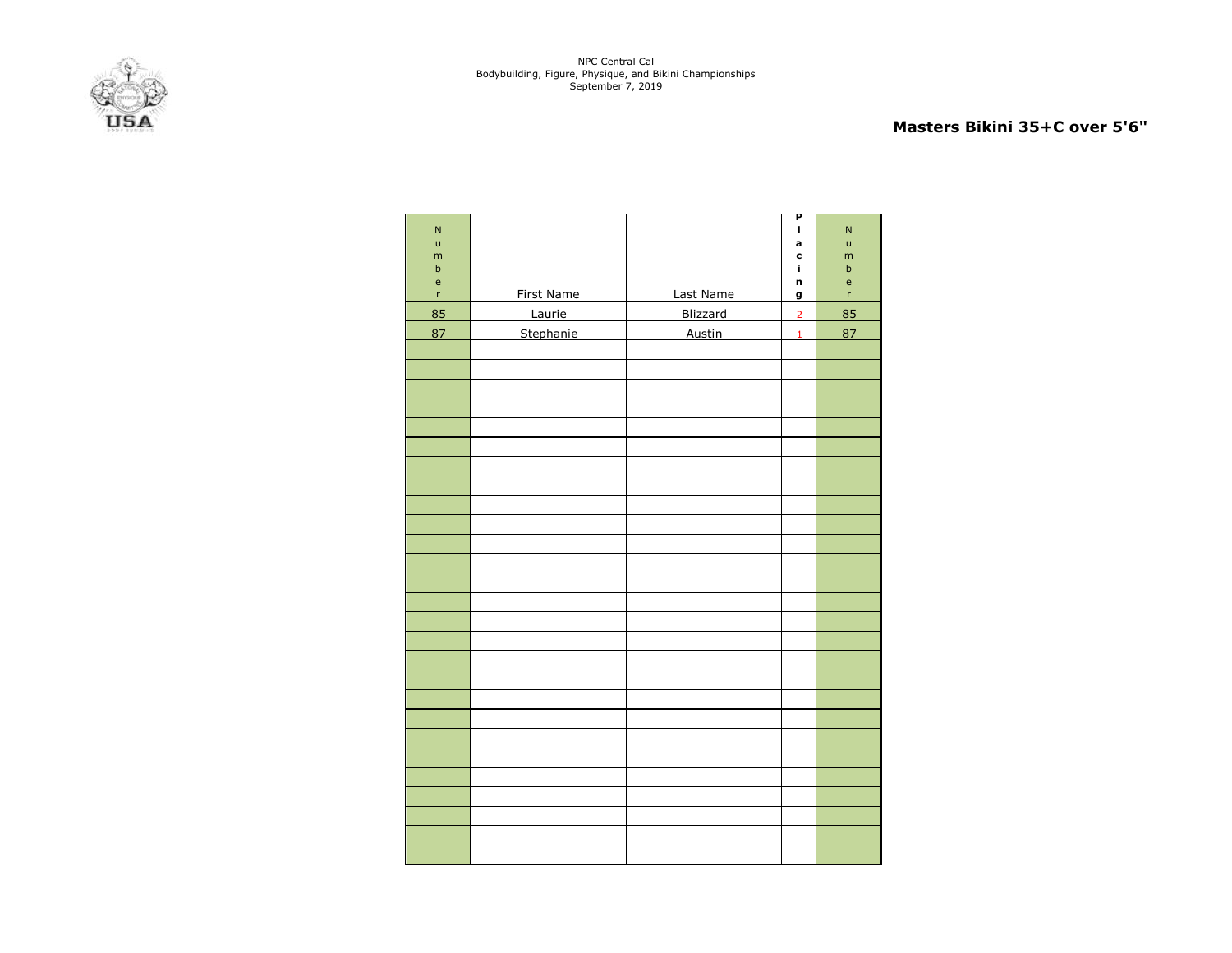NPC Central Cal
Bodybuilding, Figure, Physique, and Bikini Championships
September 7, 2019

## Masters Bikini 35+C over 5'6"

| Number | First Name | Last Name | Placing | Number |
|---|---|---|---|---|
| 85 | Laurie | Blizzard | 2 | 85 |
| 87 | Stephanie | Austin | 1 | 87 |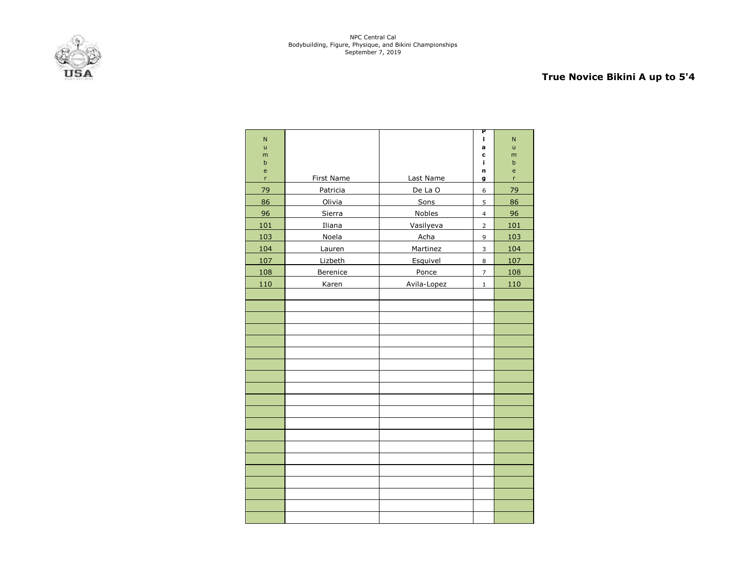NPC Central Cal
Bodybuilding, Figure, Physique, and Bikini Championships
September 7, 2019

## True Novice Bikini A up to 5'4

| Number | First Name | Last Name | Placing | Number |
|---|---|---|---|---|
| 79 | Patricia | De La O | 6 | 79 |
| 86 | Olivia | Sons | 5 | 86 |
| 96 | Sierra | Nobles | 4 | 96 |
| 101 | Iliana | Vasilyeva | 2 | 101 |
| 103 | Noela | Acha | 9 | 103 |
| 104 | Lauren | Martinez | 3 | 104 |
| 107 | Lizbeth | Esquivel | 8 | 107 |
| 108 | Berenice | Ponce | 7 | 108 |
| 110 | Karen | Avila-Lopez | 1 | 110 |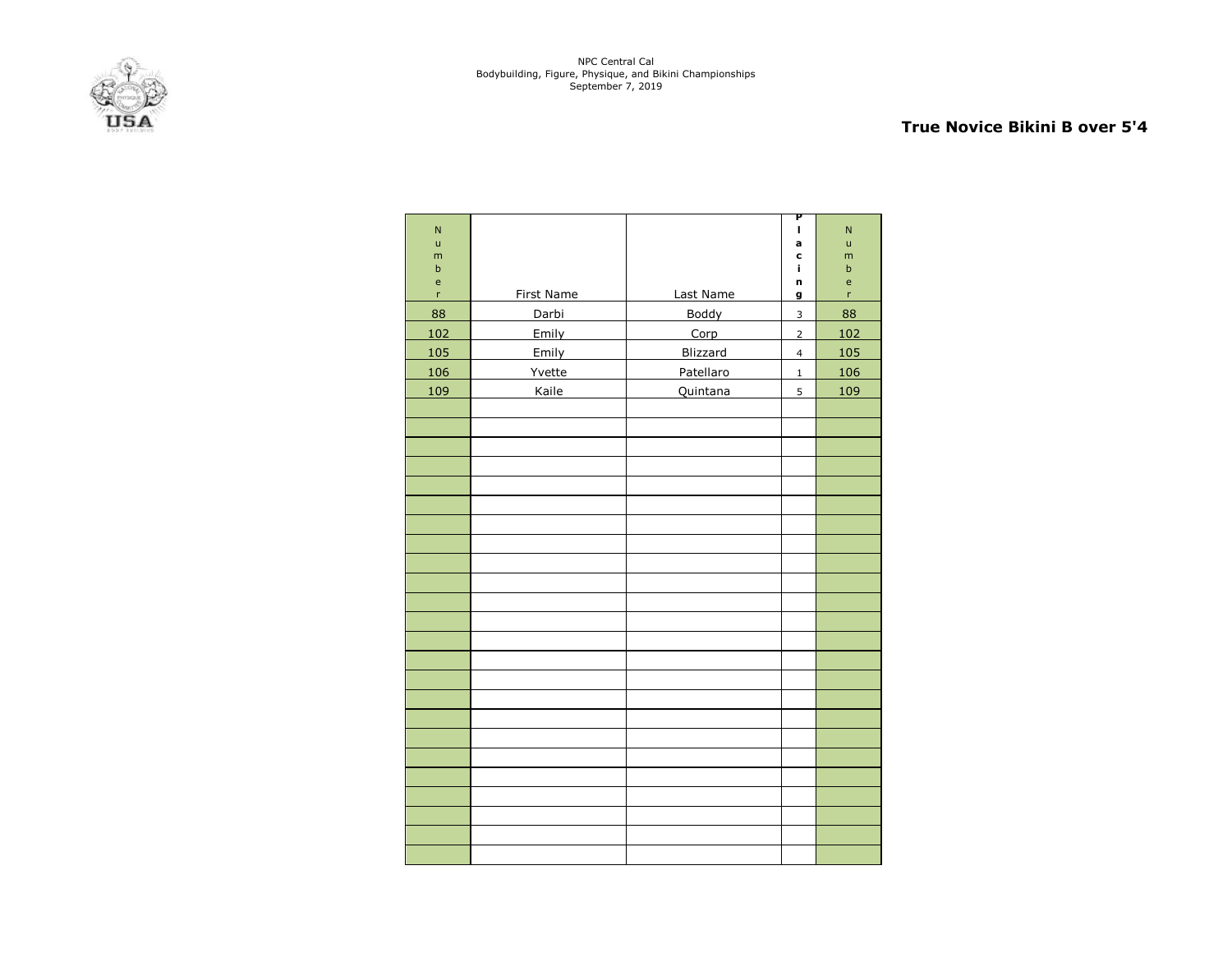NPC Central Cal
Bodybuilding, Figure, Physique, and Bikini Championships
September 7, 2019

## True Novice Bikini B over 5'4

| Number | First Name | Last Name | Placing | Number |
|---|---|---|---|---|
| 88 | Darbi | Boddy | 3 | 88 |
| 102 | Emily | Corp | 2 | 102 |
| 105 | Emily | Blizzard | 4 | 105 |
| 106 | Yvette | Patellaro | 1 | 106 |
| 109 | Kaile | Quintana | 5 | 109 |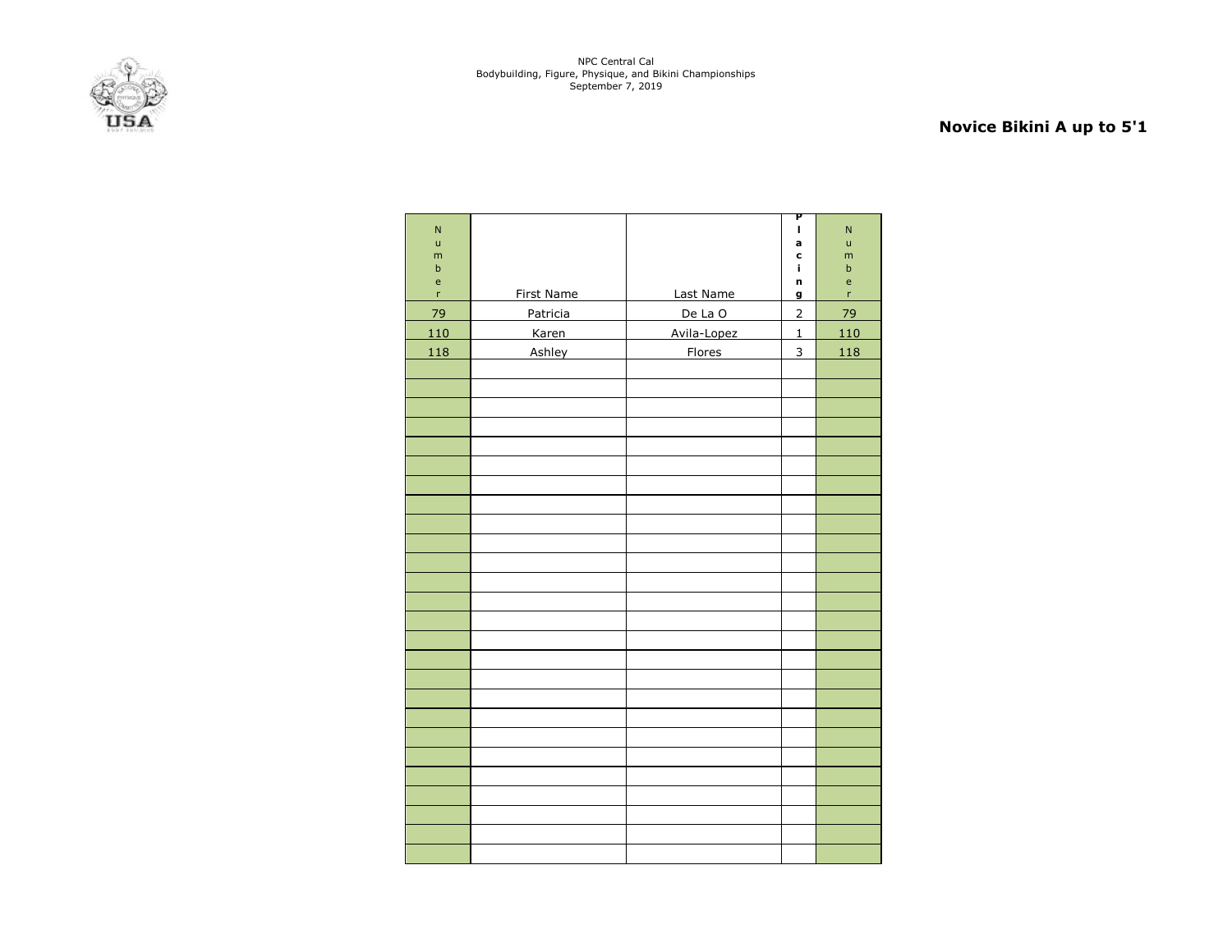NPC Central Cal
Bodybuilding, Figure, Physique, and Bikini Championships
September 7, 2019

## Novice Bikini A up to 5'1

| Number | First Name | Last Name | Placing | Number |
|---|---|---|---|---|
| 79 | Patricia | De La O | 2 | 79 |
| 110 | Karen | Avila-Lopez | 1 | 110 |
| 118 | Ashley | Flores | 3 | 118 |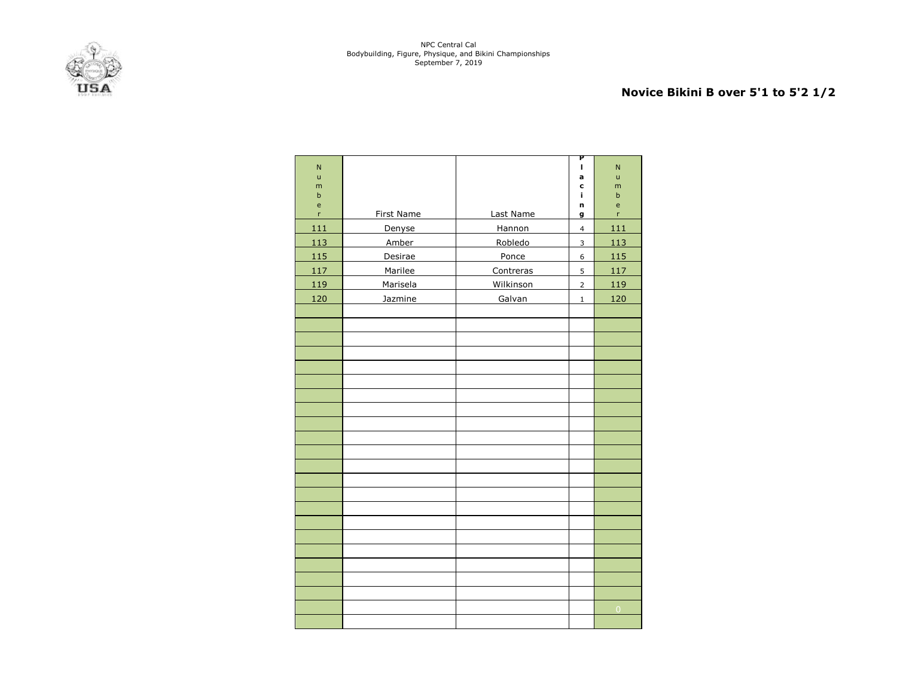NPC Central Cal
Bodybuilding, Figure, Physique, and Bikini Championships
September 7, 2019

## Novice Bikini B over 5'1 to 5'2 1/2

| Number | First Name | Last Name | Placing | Number |
|---|---|---|---|---|
| 111 | Denyse | Hannon | 4 | 111 |
| 113 | Amber | Robledo | 3 | 113 |
| 115 | Desirae | Ponce | 6 | 115 |
| 117 | Marilee | Contreras | 5 | 117 |
| 119 | Marisela | Wilkinson | 2 | 119 |
| 120 | Jazmine | Galvan | 1 | 120 |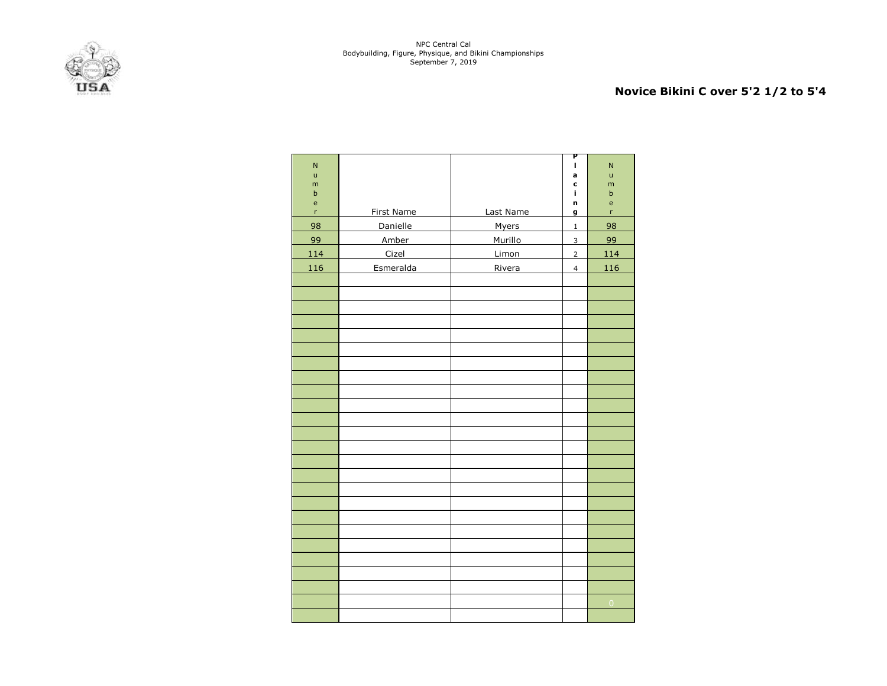NPC Central Cal
Bodybuilding, Figure, Physique, and Bikini Championships
September 7, 2019

## Novice Bikini C over 5'2 1/2 to 5'4

| Number | First Name | Last Name | Placing | Number |
|---|---|---|---|---|
| 98 | Danielle | Myers | 1 | 98 |
| 99 | Amber | Murillo | 3 | 99 |
| 114 | Cizel | Limon | 2 | 114 |
| 116 | Esmeralda | Rivera | 4 | 116 |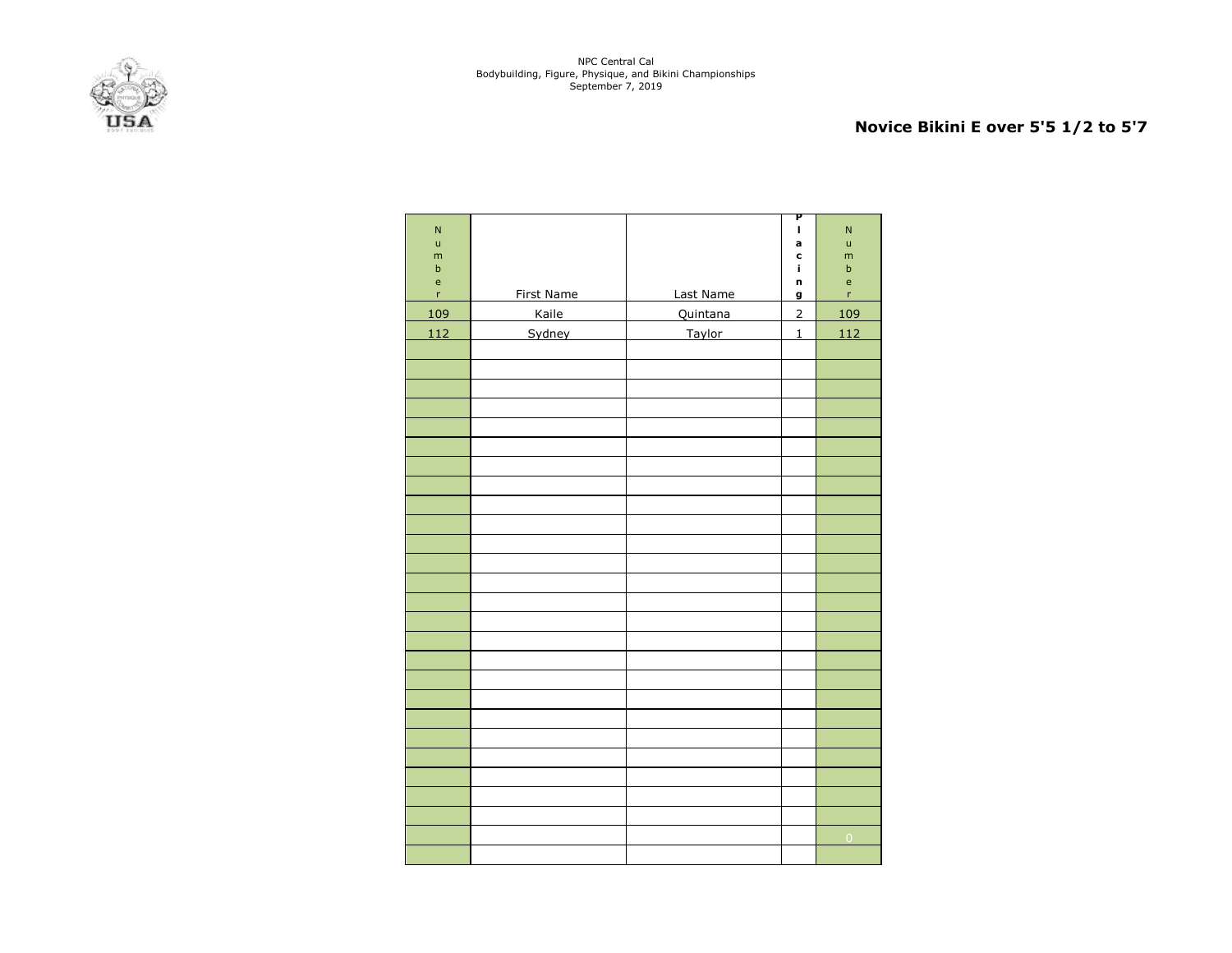NPC Central Cal
Bodybuilding, Figure, Physique, and Bikini Championships
September 7, 2019

## Novice Bikini E over 5'5 1/2 to 5'7

| Number | First Name | Last Name | Placing | Number |
|---|---|---|---|---|
| 109 | Kaile | Quintana | 2 | 109 |
| 112 | Sydney | Taylor | 1 | 112 |
| | | | | |
| | | | | |
| | | | | |
| | | | | |
| | | | | |
| | | | | |
| | | | | |
| | | | | |
| | | | | |
| | | | | |
| | | | | |
| | | | | |
| | | | | |
| | | | | |
| | | | | |
| | | | | |
| | | | | |
| | | | | |
| | | | | |
| | | | | |
| | | | | |
| | | | | |
| | | | | |
| | | | | |
| | | | | |
| | | | | 0 |
| | | | | |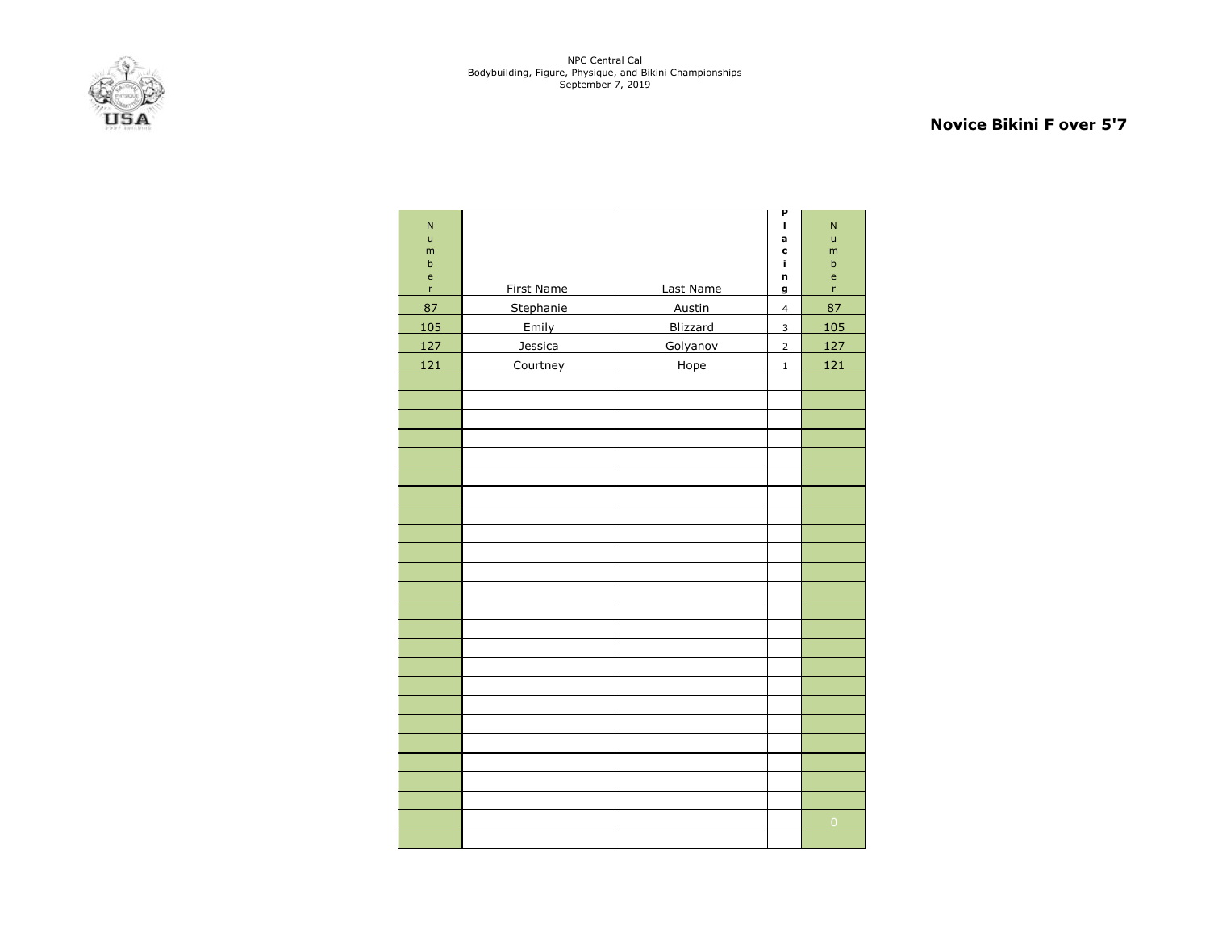NPC Central Cal
Bodybuilding, Figure, Physique, and Bikini Championships
September 7, 2019

**Novice Bikini F over 5'7**

| Number | First Name | Last Name | Placing | Number |
|---|---|---|---|---|
| 87 | Stephanie | Austin | 4 | 87 |
| 105 | Emily | Blizzard | 3 | 105 |
| 127 | Jessica | Golyanov | 2 | 127 |
| 121 | Courtney | Hope | 1 | 121 |
| | | | | |
| | | | | |
| | | | | |
| | | | | |
| | | | | |
| | | | | |
| | | | | |
| | | | | |
| | | | | |
| | | | | |
| | | | | |
| | | | | |
| | | | | |
| | | | | |
| | | | | |
| | | | | |
| | | | | |
| | | | | |
| | | | | |
| | | | | |
| | | | | |
| | | | | |
| | | | | |
| | | | | 0 |
| | | | | |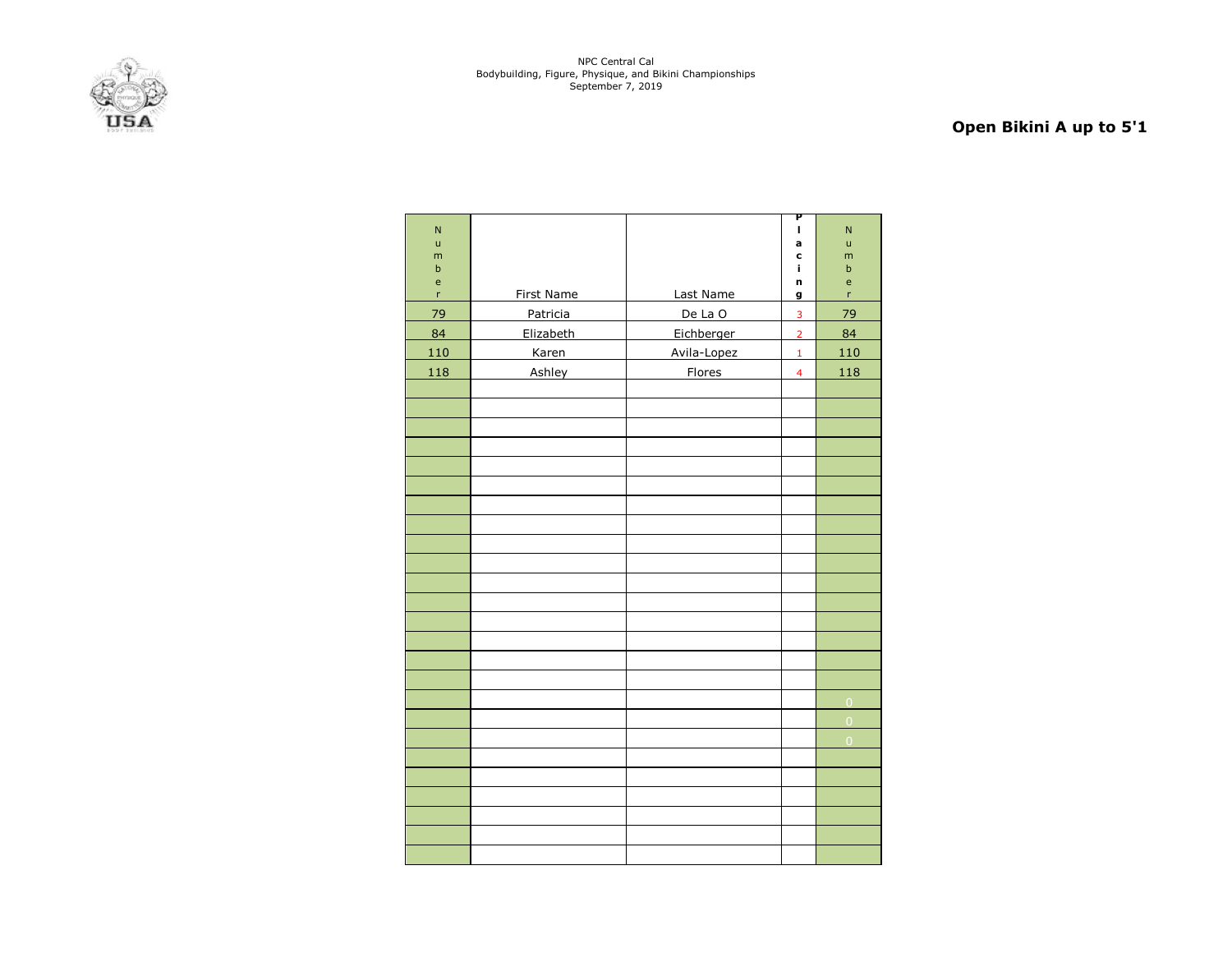NPC Central Cal
Bodybuilding, Figure, Physique, and Bikini Championships
September 7, 2019

## Open Bikini A up to 5'1

| Number | First Name | Last Name | Placing | Number |
|---|---|---|---|---|
| 79 | Patricia | De La O | 3 | 79 |
| 84 | Elizabeth | Eichberger | 2 | 84 |
| 110 | Karen | Avila-Lopez | 1 | 110 |
| 118 | Ashley | Flores | 4 | 118 |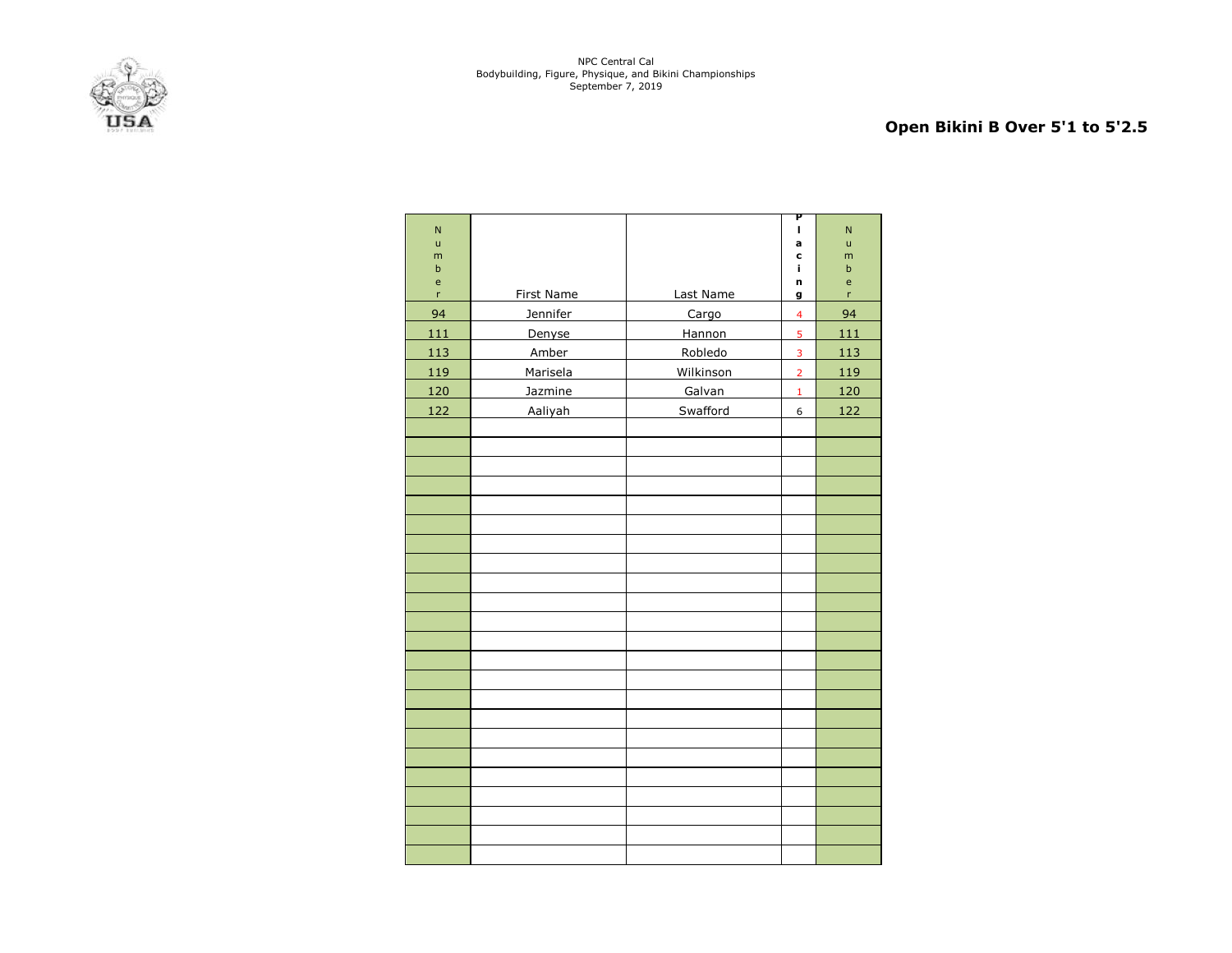NPC Central Cal
Bodybuilding, Figure, Physique, and Bikini Championships
September 7, 2019

## Open Bikini B Over 5'1 to 5'2.5

| Number | First Name | Last Name | Placing | Number |
|---|---|---|---|---|
| 94 | Jennifer | Cargo | 4 | 94 |
| 111 | Denyse | Hannon | 5 | 111 |
| 113 | Amber | Robledo | 3 | 113 |
| 119 | Marisela | Wilkinson | 2 | 119 |
| 120 | Jazmine | Galvan | 1 | 120 |
| 122 | Aaliyah | Swafford | 6 | 122 |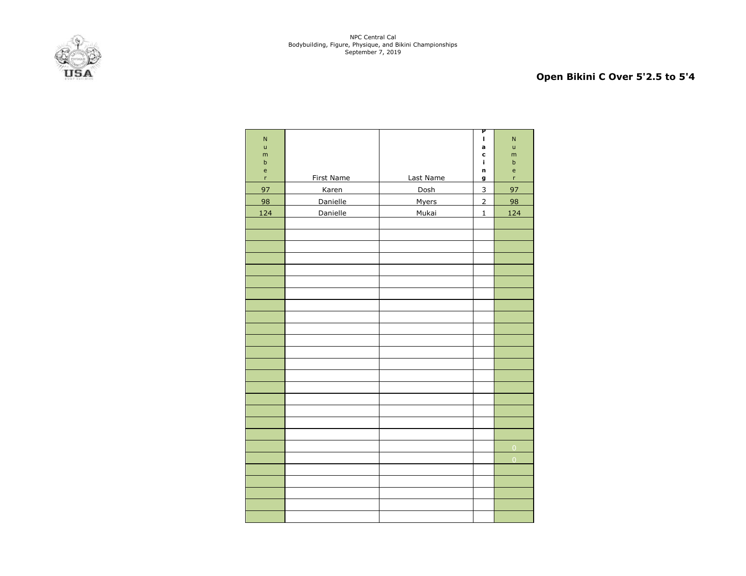NPC Central Cal
Bodybuilding, Figure, Physique, and Bikini Championships
September 7, 2019

## Open Bikini C Over 5'2.5 to 5'4

| Number | First Name | Last Name | Placing | Number |
|---|---|---|---|---|
| 97 | Karen | Dosh | 3 | 97 |
| 98 | Danielle | Myers | 2 | 98 |
| 124 | Danielle | Mukai | 1 | 124 |
| | | | | |
| | | | | |
| | | | | |
| | | | | |
| | | | | |
| | | | | |
| | | | | |
| | | | | |
| | | | | |
| | | | | |
| | | | | |
| | | | | |
| | | | | |
| | | | | |
| | | | | |
| | | | | |
| | | | | |
| | | | | |
| | | | | 0 |
| | | | | 0 |
| | | | | |
| | | | | |
| | | | | |
| | | | | |
| | | | | |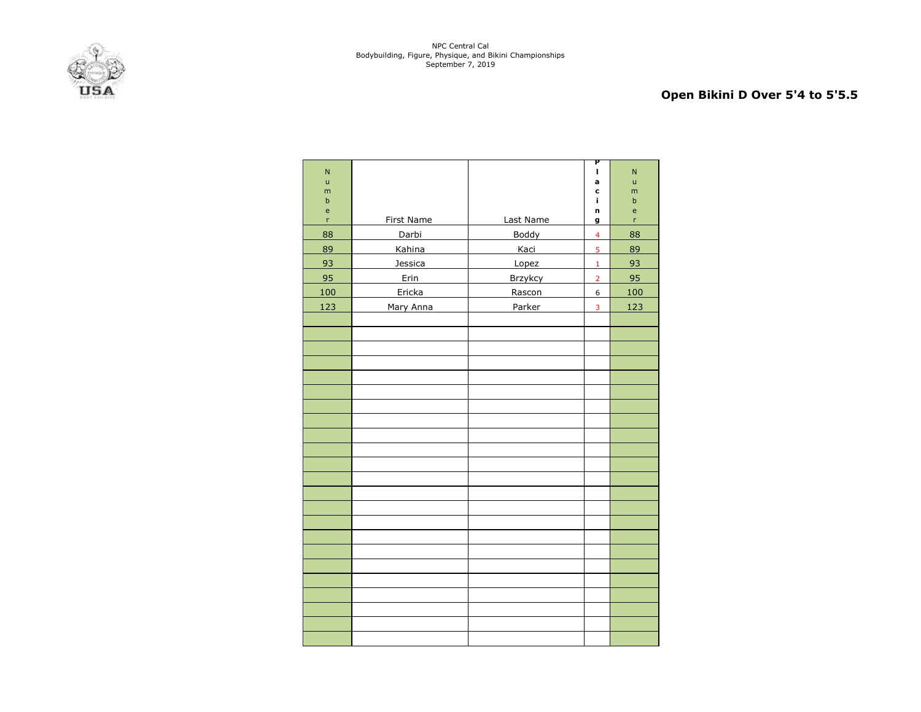NPC Central Cal
Bodybuilding, Figure, Physique, and Bikini Championships
September 7, 2019

## Open Bikini D Over 5'4 to 5'5.5

| Number | First Name | Last Name | Placing | Number |
|---|---|---|---|---|
| 88 | Darbi | Boddy | 4 | 88 |
| 89 | Kahina | Kaci | 5 | 89 |
| 93 | Jessica | Lopez | 1 | 93 |
| 95 | Erin | Brzykcy | 2 | 95 |
| 100 | Ericka | Rascon | 6 | 100 |
| 123 | Mary Anna | Parker | 3 | 123 |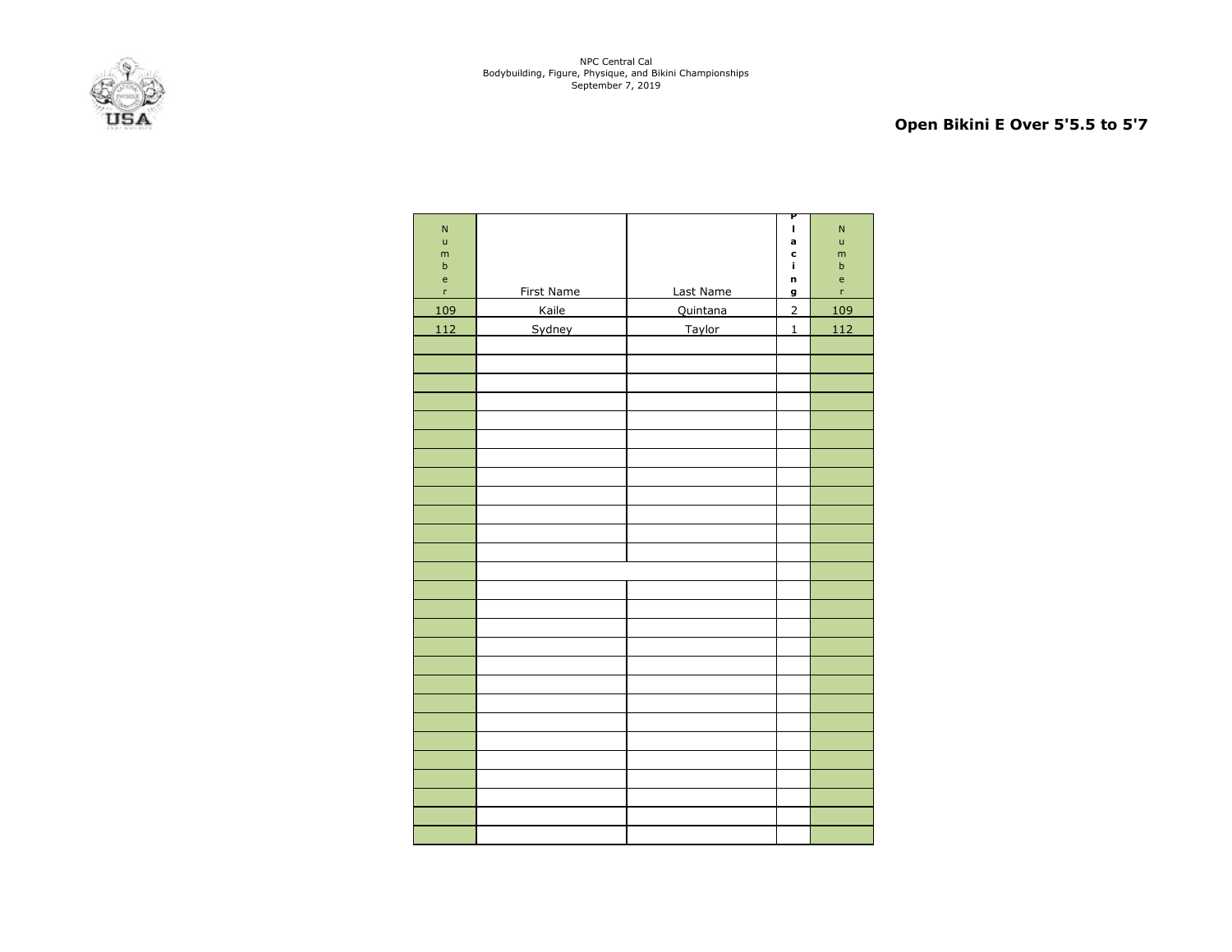NPC Central Cal
Bodybuilding, Figure, Physique, and Bikini Championships
September 7, 2019

## Open Bikini E Over 5'5.5 to 5'7

| Number | First Name | Last Name | Placing | Number |
|---|---|---|---|---|
| 109 | Kaile | Quintana | 2 | 109 |
| 112 | Sydney | Taylor | 1 | 112 |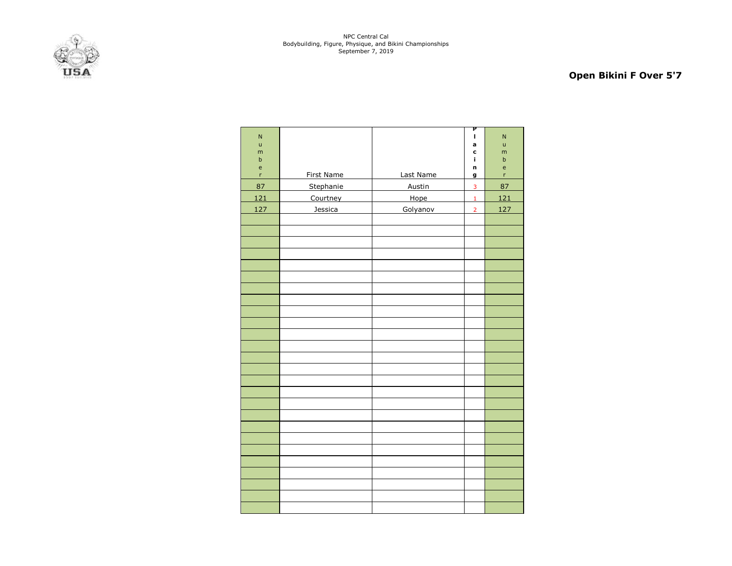NPC Central Cal
Bodybuilding, Figure, Physique, and Bikini Championships
September 7, 2019

## Open Bikini F Over 5'7

| Number | First Name | Last Name | Placing | Number |
|---|---|---|---|---|
| 87 | Stephanie | Austin | 3 | 87 |
| 121 | Courtney | Hope | 1 | 121 |
| 127 | Jessica | Golyanov | 2 | 127 |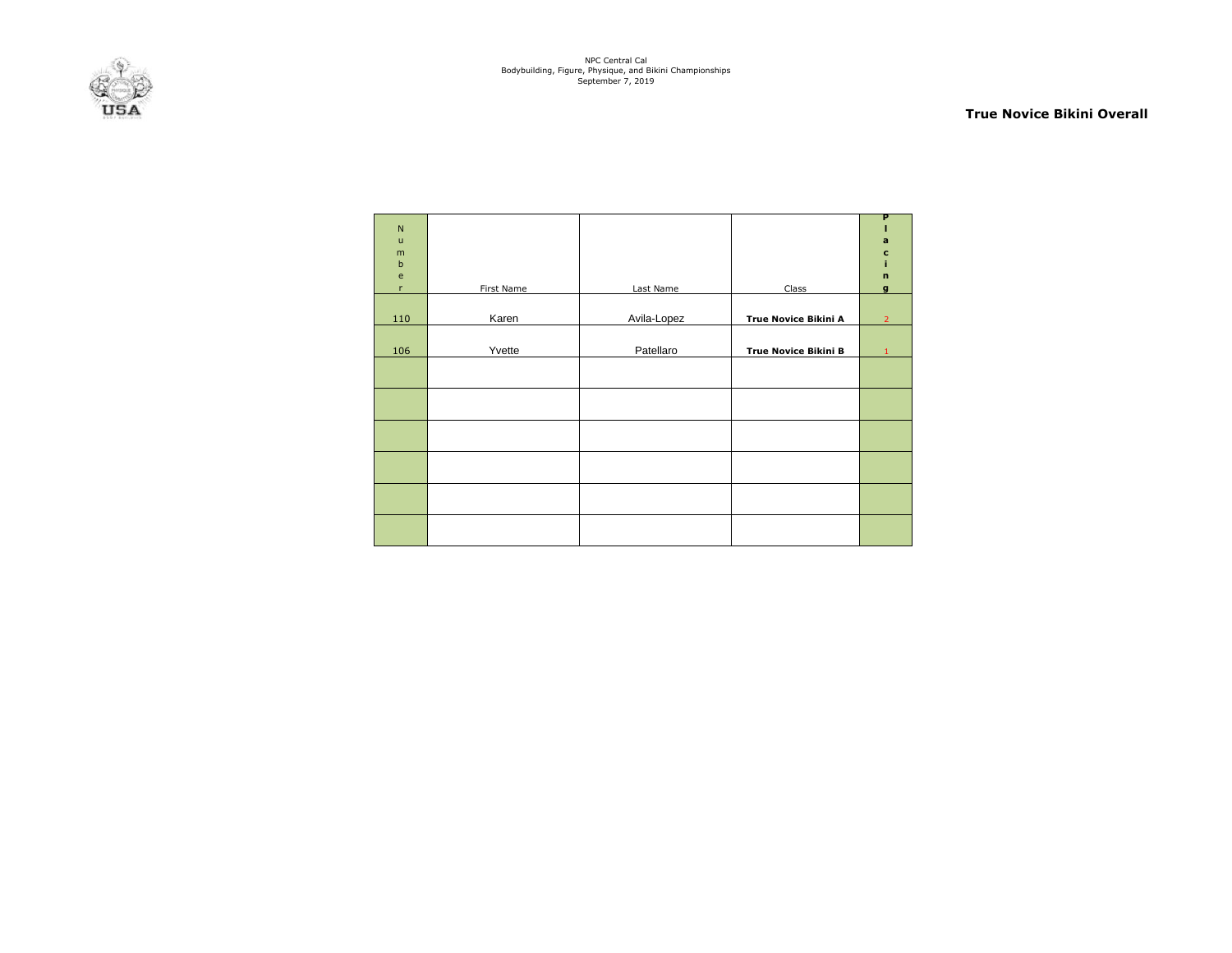NPC Central Cal
Bodybuilding, Figure, Physique, and Bikini Championships
September 7, 2019

**True Novice Bikini Overall**

| Number | First Name | Last Name | Class | Placing |
|---|---|---|---|---|
| 110 | Karen | Avila-Lopez | **True Novice Bikini A** | 2 |
| 106 | Yvette | Patellaro | **True Novice Bikini B** | 1 |
| | | | | |
| | | | | |
| | | | | |
| | | | | |
| | | | | |
| | | | | |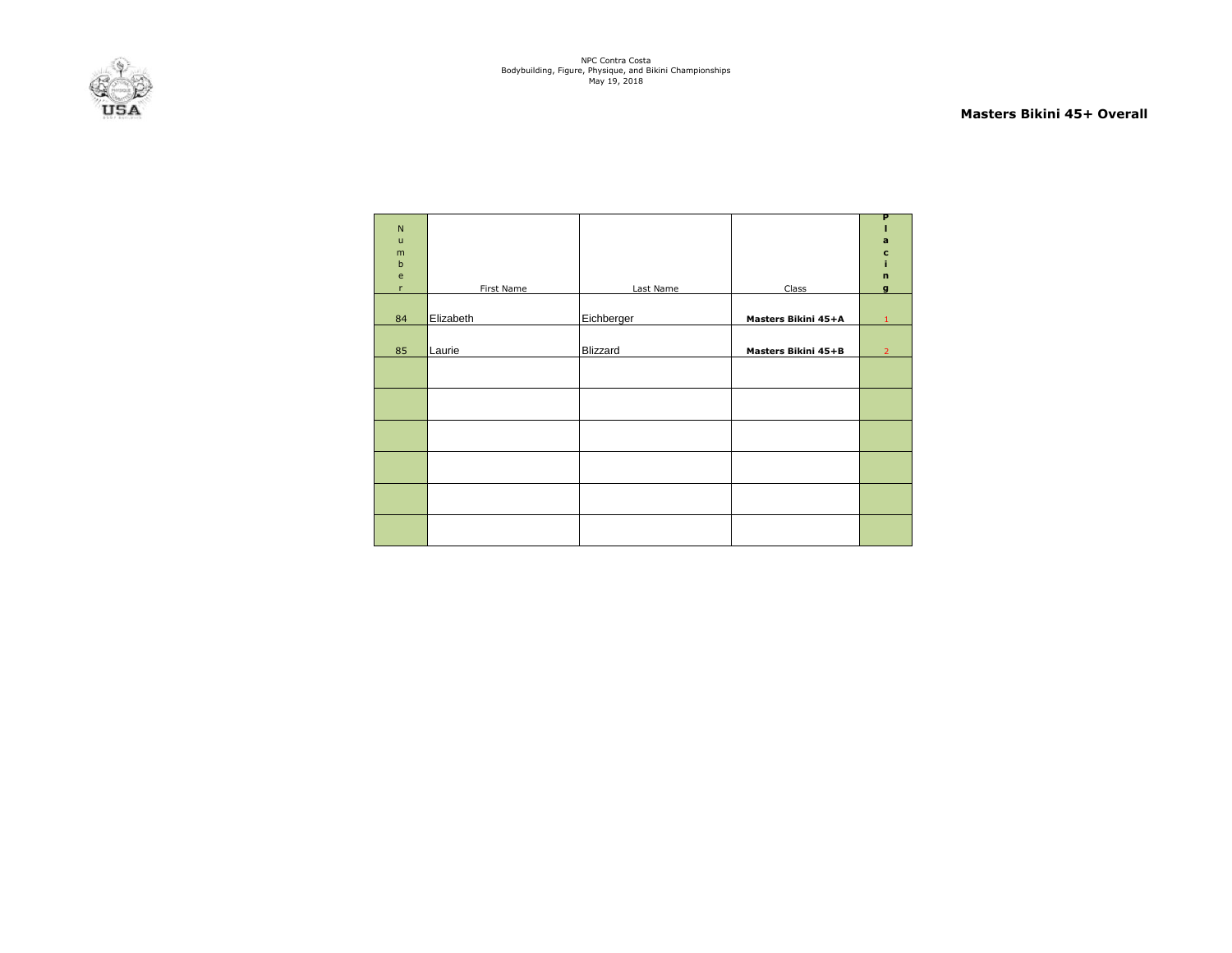NPC Contra Costa
Bodybuilding, Figure, Physique, and Bikini Championships
May 19, 2018

## Masters Bikini 45+ Overall

| Number | First Name | Last Name | Class | Placing |
|---|---|---|---|---|
| 84 | Elizabeth | Eichberger | **Masters Bikini 45+A** | 1 |
| 85 | Laurie | Blizzard | **Masters Bikini 45+B** | 2 |
| | | | | |
| | | | | |
| | | | | |
| | | | | |
| | | | | |
| | | | | |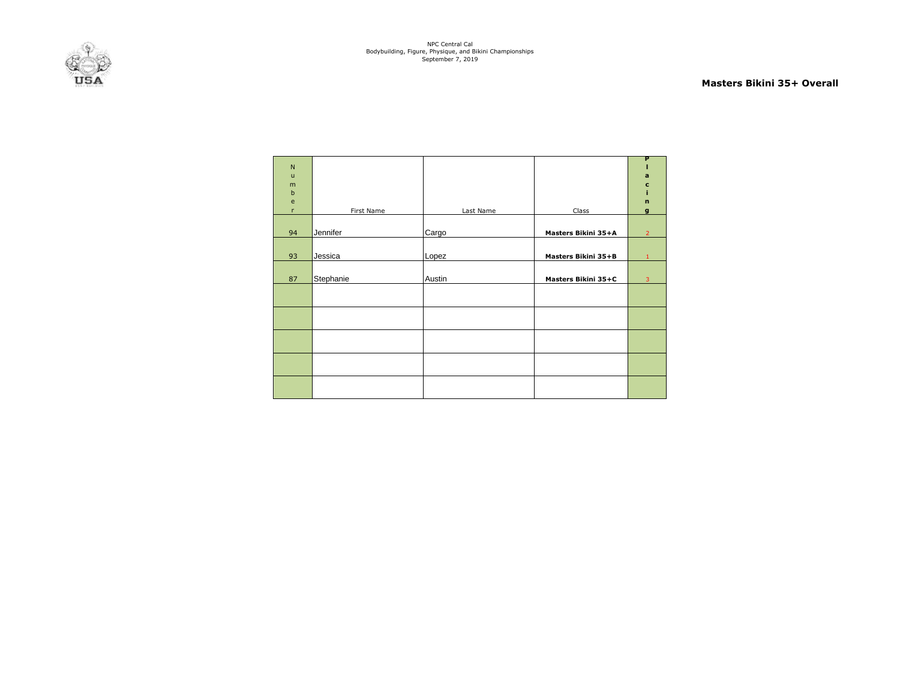NPC Central Cal
Bodybuilding, Figure, Physique, and Bikini Championships
September 7, 2019

## Masters Bikini 35+ Overall

| Number | First Name | Last Name | Class | Placing |
|---|---|---|---|---|
| 94 | Jennifer | Cargo | **Masters Bikini 35+A** | 2 |
| 93 | Jessica | Lopez | **Masters Bikini 35+B** | 1 |
| 87 | Stephanie | Austin | **Masters Bikini 35+C** | 3 |
| | | | | |
| | | | | |
| | | | | |
| | | | | |
| | | | | |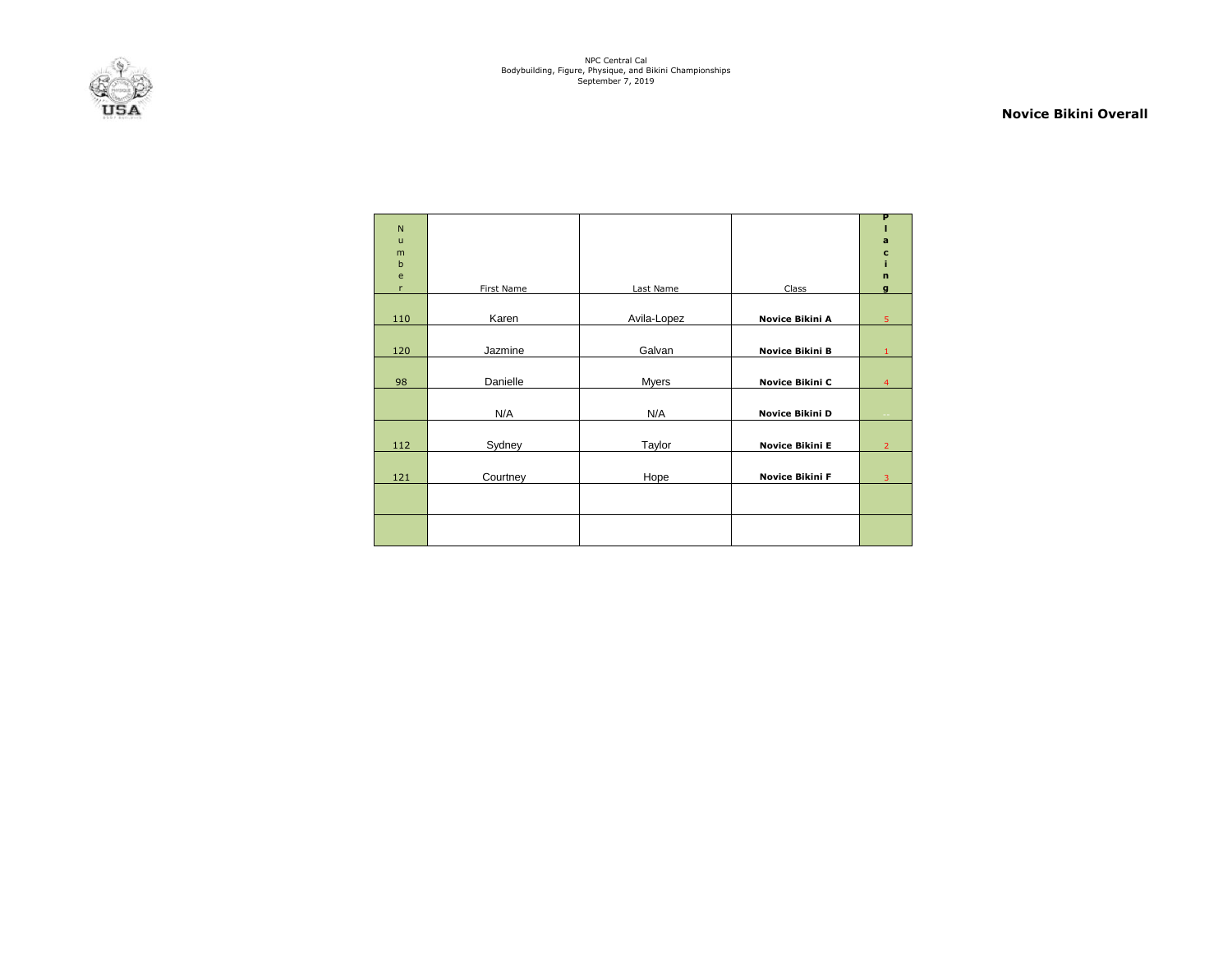NPC Central Cal
Bodybuilding, Figure, Physique, and Bikini Championships
September 7, 2019

## Novice Bikini Overall

| Number | First Name | Last Name | Class | Placing |
|---|---|---|---|---|
| 110 | Karen | Avila-Lopez | **Novice Bikini A** | 5 |
| 120 | Jazmine | Galvan | **Novice Bikini B** | 1 |
| 98 | Danielle | Myers | **Novice Bikini C** | 4 |
| | N/A | N/A | **Novice Bikini D** | -- |
| 112 | Sydney | Taylor | **Novice Bikini E** | 2 |
| 121 | Courtney | Hope | **Novice Bikini F** | 3 |
| | | | | |
| | | | | |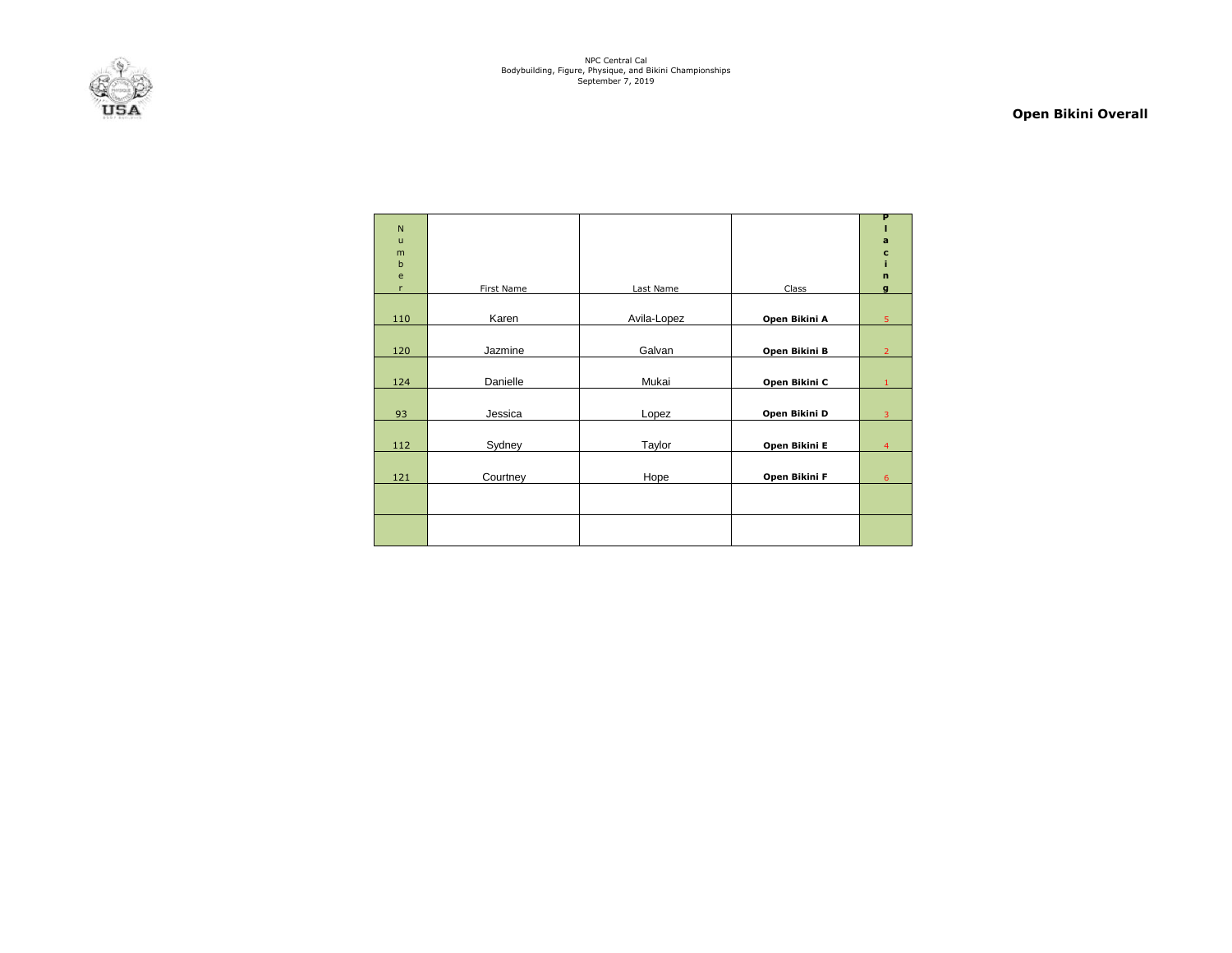NPC Central Cal
Bodybuilding, Figure, Physique, and Bikini Championships
September 7, 2019

## Open Bikini Overall

| Number | First Name | Last Name | Class | Placing |
|---|---|---|---|---|
| 110 | Karen | Avila-Lopez | **Open Bikini A** | 5 |
| 120 | Jazmine | Galvan | **Open Bikini B** | 2 |
| 124 | Danielle | Mukai | **Open Bikini C** | 1 |
| 93 | Jessica | Lopez | **Open Bikini D** | 3 |
| 112 | Sydney | Taylor | **Open Bikini E** | 4 |
| 121 | Courtney | Hope | **Open Bikini F** | 6 |
| | | | | |
| | | | | |